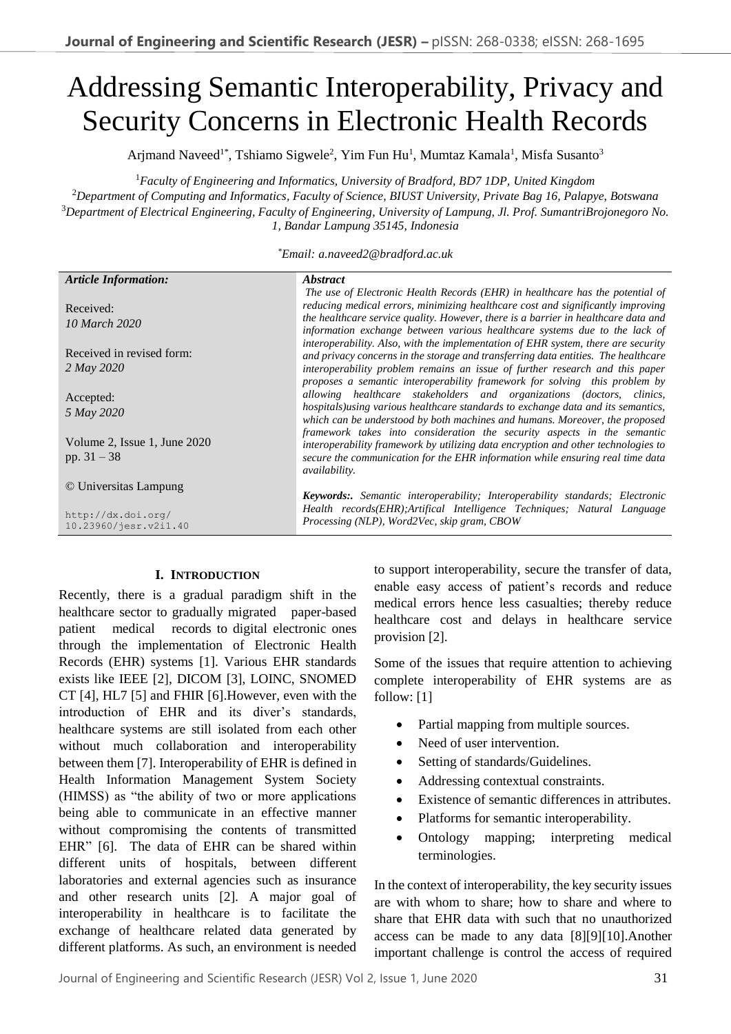# Addressing Semantic Interoperability, Privacy and Security Concerns in Electronic Health Records

Arjmand Naveed[1*], Tshiamo Sigwele[2], Yim Fun Hu[1], Mumtaz Kamala[1], Misfa Susanto[3]

[1]*Faculty of Engineering and Informatics, University of Bradford, BD7 1DP, United Kingdom*
[2]*Department of Computing and Informatics, Faculty of Science, BIUST University, Private Bag 16, Palapye, Botswana*
[3]*Department of Electrical Engineering, Faculty of Engineering, University of Lampung, Jl. Prof. SumantriBrojonegoro No. 1, Bandar Lampung 35145, Indonesia*

[*]*Email: a.naveed2@bradford.ac.uk*

***Article Information:***

Received:
*10 March 2020*

Received in revised form:
*2 May 2020*

Accepted:
*5 May 2020*

Volume 2, Issue 1, June 2020
pp. 31 – 38

© Universitas Lampung

http://dx.doi.org/10.23960/jesr.v2i1.40

***Abstract***

*The use of Electronic Health Records (EHR) in healthcare has the potential of reducing medical errors, minimizing healthcare cost and significantly improving the healthcare service quality. However, there is a barrier in healthcare data and information exchange between various healthcare systems due to the lack of interoperability. Also, with the implementation of EHR system, there are security and privacy concerns in the storage and transferring data entities. The healthcare interoperability problem remains an issue of further research and this paper proposes a semantic interoperability framework for solving this problem by allowing healthcare stakeholders and organizations (doctors, clinics, hospitals)using various healthcare standards to exchange data and its semantics, which can be understood by both machines and humans. Moreover, the proposed framework takes into consideration the security aspects in the semantic interoperability framework by utilizing data encryption and other technologies to secure the communication for the EHR information while ensuring real time data availability.*

***Keywords:*** *Semantic interoperability; Interoperability standards; Electronic Health records(EHR);Artifical Intelligence Techniques; Natural Language Processing (NLP), Word2Vec, skip gram, CBOW*

## I. Introduction

Recently, there is a gradual paradigm shift in the healthcare sector to gradually migrated paper-based patient medical records to digital electronic ones through the implementation of Electronic Health Records (EHR) systems [1]. Various EHR standards exists like IEEE [2], DICOM [3], LOINC, SNOMED CT [4], HL7 [5] and FHIR [6].However, even with the introduction of EHR and its diver's standards, healthcare systems are still isolated from each other without much collaboration and interoperability between them [7]. Interoperability of EHR is defined in Health Information Management System Society (HIMSS) as "the ability of two or more applications being able to communicate in an effective manner without compromising the contents of transmitted EHR" [6]. The data of EHR can be shared within different units of hospitals, between different laboratories and external agencies such as insurance and other research units [2]. A major goal of interoperability in healthcare is to facilitate the exchange of healthcare related data generated by different platforms. As such, an environment is needed to support interoperability, secure the transfer of data, enable easy access of patient's records and reduce medical errors hence less casualties; thereby reduce healthcare cost and delays in healthcare service provision [2].

Some of the issues that require attention to achieving complete interoperability of EHR systems are as follow: [1]

- Partial mapping from multiple sources.
- Need of user intervention.
- Setting of standards/Guidelines.
- Addressing contextual constraints.
- Existence of semantic differences in attributes.
- Platforms for semantic interoperability.
- Ontology mapping; interpreting medical terminologies.

In the context of interoperability, the key security issues are with whom to share; how to share and where to share that EHR data with such that no unauthorized access can be made to any data [8][9][10].Another important challenge is control the access of required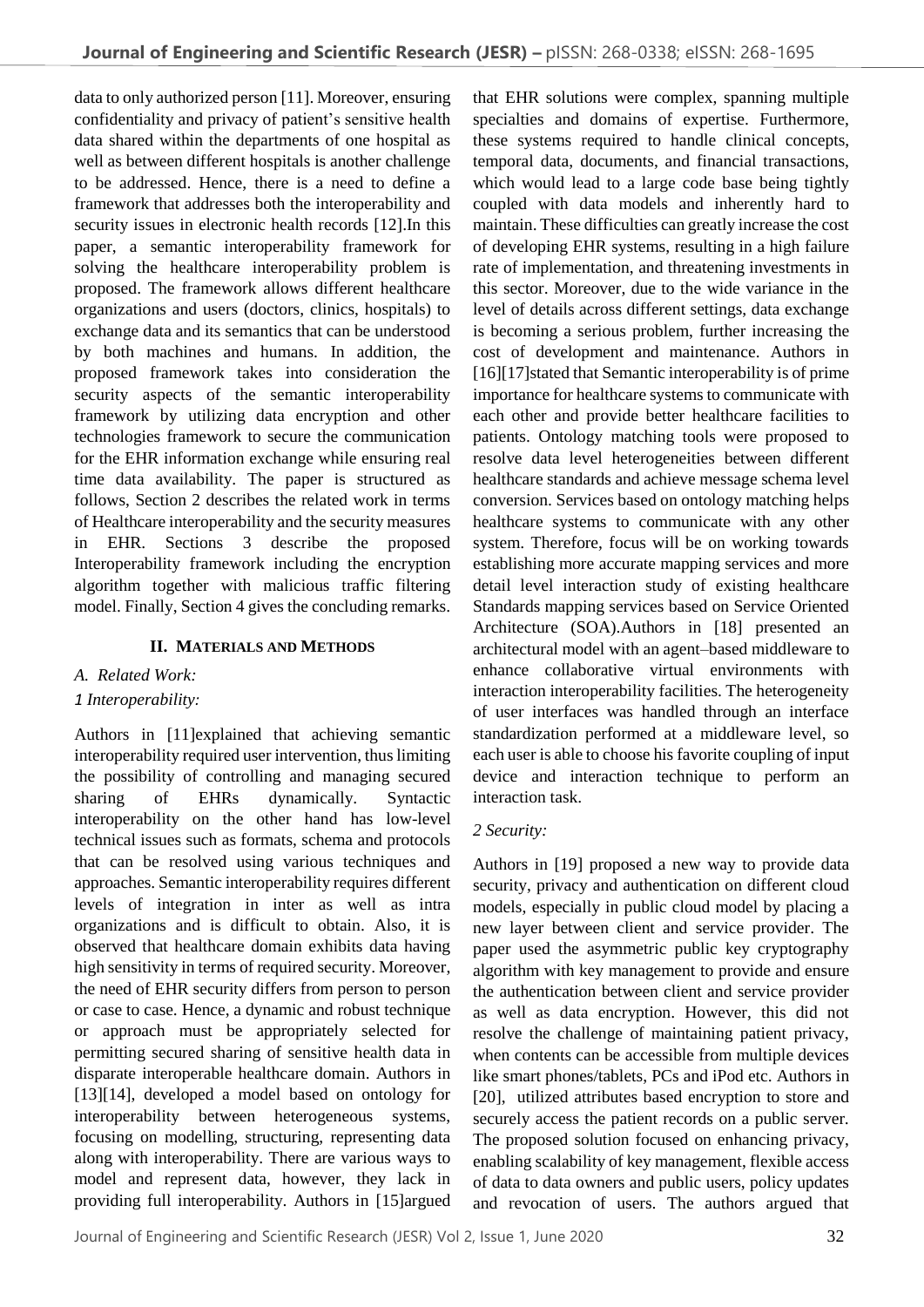data to only authorized person [11]. Moreover, ensuring confidentiality and privacy of patient's sensitive health data shared within the departments of one hospital as well as between different hospitals is another challenge to be addressed. Hence, there is a need to define a framework that addresses both the interoperability and security issues in electronic health records [12].In this paper, a semantic interoperability framework for solving the healthcare interoperability problem is proposed. The framework allows different healthcare organizations and users (doctors, clinics, hospitals) to exchange data and its semantics that can be understood by both machines and humans. In addition, the proposed framework takes into consideration the security aspects of the semantic interoperability framework by utilizing data encryption and other technologies framework to secure the communication for the EHR information exchange while ensuring real time data availability. The paper is structured as follows, Section 2 describes the related work in terms of Healthcare interoperability and the security measures in EHR. Sections 3 describe the proposed Interoperability framework including the encryption algorithm together with malicious traffic filtering model. Finally, Section 4 gives the concluding remarks.

## II. Materials and Methods

### *A. Related Work:*

#### *1 Interoperability:*

Authors in [11]explained that achieving semantic interoperability required user intervention, thus limiting the possibility of controlling and managing secured sharing of EHRs dynamically. Syntactic interoperability on the other hand has low-level technical issues such as formats, schema and protocols that can be resolved using various techniques and approaches. Semantic interoperability requires different levels of integration in inter as well as intra organizations and is difficult to obtain. Also, it is observed that healthcare domain exhibits data having high sensitivity in terms of required security. Moreover, the need of EHR security differs from person to person or case to case. Hence, a dynamic and robust technique or approach must be appropriately selected for permitting secured sharing of sensitive health data in disparate interoperable healthcare domain. Authors in [13][14], developed a model based on ontology for interoperability between heterogeneous systems, focusing on modelling, structuring, representing data along with interoperability. There are various ways to model and represent data, however, they lack in providing full interoperability. Authors in [15]argued that EHR solutions were complex, spanning multiple specialties and domains of expertise. Furthermore, these systems required to handle clinical concepts, temporal data, documents, and financial transactions, which would lead to a large code base being tightly coupled with data models and inherently hard to maintain. These difficulties can greatly increase the cost of developing EHR systems, resulting in a high failure rate of implementation, and threatening investments in this sector. Moreover, due to the wide variance in the level of details across different settings, data exchange is becoming a serious problem, further increasing the cost of development and maintenance. Authors in [16][17]stated that Semantic interoperability is of prime importance for healthcare systems to communicate with each other and provide better healthcare facilities to patients. Ontology matching tools were proposed to resolve data level heterogeneities between different healthcare standards and achieve message schema level conversion. Services based on ontology matching helps healthcare systems to communicate with any other system. Therefore, focus will be on working towards establishing more accurate mapping services and more detail level interaction study of existing healthcare Standards mapping services based on Service Oriented Architecture (SOA).Authors in [18] presented an architectural model with an agent–based middleware to enhance collaborative virtual environments with interaction interoperability facilities. The heterogeneity of user interfaces was handled through an interface standardization performed at a middleware level, so each user is able to choose his favorite coupling of input device and interaction technique to perform an interaction task.

#### *2 Security:*

Authors in [19] proposed a new way to provide data security, privacy and authentication on different cloud models, especially in public cloud model by placing a new layer between client and service provider. The paper used the asymmetric public key cryptography algorithm with key management to provide and ensure the authentication between client and service provider as well as data encryption. However, this did not resolve the challenge of maintaining patient privacy, when contents can be accessible from multiple devices like smart phones/tablets, PCs and iPod etc. Authors in [20], utilized attributes based encryption to store and securely access the patient records on a public server. The proposed solution focused on enhancing privacy, enabling scalability of key management, flexible access of data to data owners and public users, policy updates and revocation of users. The authors argued that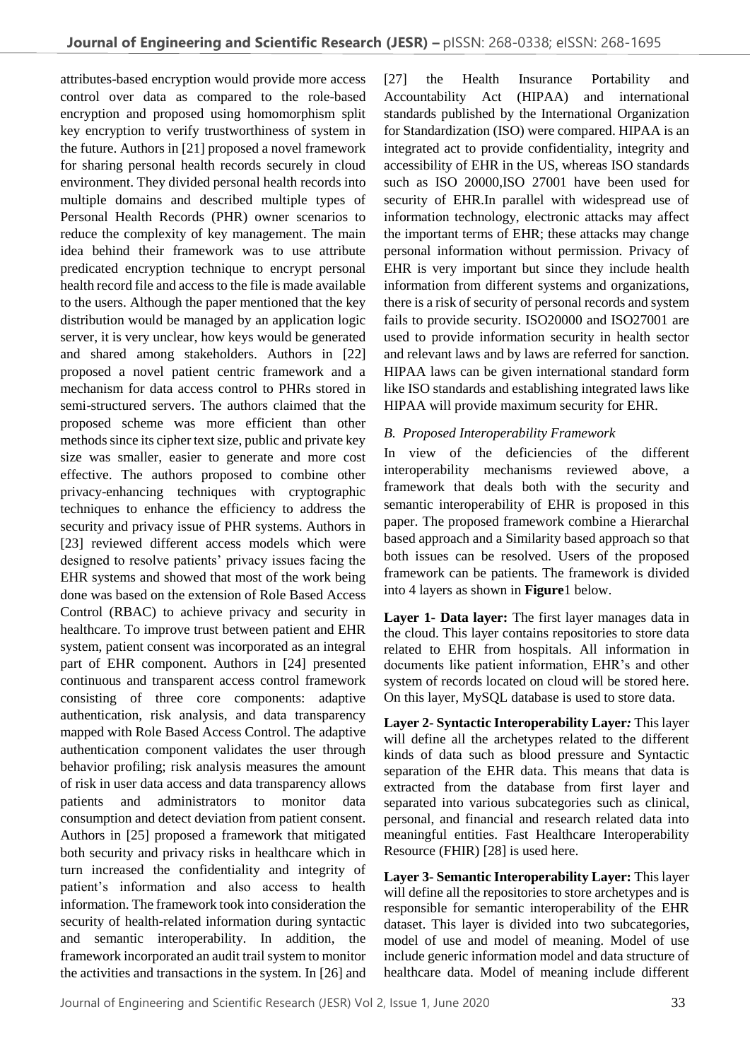attributes-based encryption would provide more access control over data as compared to the role-based encryption and proposed using homomorphism split key encryption to verify trustworthiness of system in the future. Authors in [21] proposed a novel framework for sharing personal health records securely in cloud environment. They divided personal health records into multiple domains and described multiple types of Personal Health Records (PHR) owner scenarios to reduce the complexity of key management. The main idea behind their framework was to use attribute predicated encryption technique to encrypt personal health record file and access to the file is made available to the users. Although the paper mentioned that the key distribution would be managed by an application logic server, it is very unclear, how keys would be generated and shared among stakeholders. Authors in [22] proposed a novel patient centric framework and a mechanism for data access control to PHRs stored in semi-structured servers. The authors claimed that the proposed scheme was more efficient than other methods since its cipher text size, public and private key size was smaller, easier to generate and more cost effective. The authors proposed to combine other privacy-enhancing techniques with cryptographic techniques to enhance the efficiency to address the security and privacy issue of PHR systems. Authors in [23] reviewed different access models which were designed to resolve patients' privacy issues facing the EHR systems and showed that most of the work being done was based on the extension of Role Based Access Control (RBAC) to achieve privacy and security in healthcare. To improve trust between patient and EHR system, patient consent was incorporated as an integral part of EHR component. Authors in [24] presented continuous and transparent access control framework consisting of three core components: adaptive authentication, risk analysis, and data transparency mapped with Role Based Access Control. The adaptive authentication component validates the user through behavior profiling; risk analysis measures the amount of risk in user data access and data transparency allows patients and administrators to monitor data consumption and detect deviation from patient consent. Authors in [25] proposed a framework that mitigated both security and privacy risks in healthcare which in turn increased the confidentiality and integrity of patient's information and also access to health information. The framework took into consideration the security of health-related information during syntactic and semantic interoperability. In addition, the framework incorporated an audit trail system to monitor the activities and transactions in the system. In [26] and [27] the Health Insurance Portability and Accountability Act (HIPAA) and international standards published by the International Organization for Standardization (ISO) were compared. HIPAA is an integrated act to provide confidentiality, integrity and accessibility of EHR in the US, whereas ISO standards such as ISO 20000,ISO 27001 have been used for security of EHR.In parallel with widespread use of information technology, electronic attacks may affect the important terms of EHR; these attacks may change personal information without permission. Privacy of EHR is very important but since they include health information from different systems and organizations, there is a risk of security of personal records and system fails to provide security. ISO20000 and ISO27001 are used to provide information security in health sector and relevant laws and by laws are referred for sanction. HIPAA laws can be given international standard form like ISO standards and establishing integrated laws like HIPAA will provide maximum security for EHR.

### *B. Proposed Interoperability Framework*

In view of the deficiencies of the different interoperability mechanisms reviewed above, a framework that deals both with the security and semantic interoperability of EHR is proposed in this paper. The proposed framework combine a Hierarchal based approach and a Similarity based approach so that both issues can be resolved. Users of the proposed framework can be patients. The framework is divided into 4 layers as shown in **Figure**1 below.

**Layer 1- Data layer:** The first layer manages data in the cloud. This layer contains repositories to store data related to EHR from hospitals. All information in documents like patient information, EHR's and other system of records located on cloud will be stored here. On this layer, MySQL database is used to store data.

**Layer 2- Syntactic Interoperability Layer*:*** This layer will define all the archetypes related to the different kinds of data such as blood pressure and Syntactic separation of the EHR data. This means that data is extracted from the database from first layer and separated into various subcategories such as clinical, personal, and financial and research related data into meaningful entities. Fast Healthcare Interoperability Resource (FHIR) [28] is used here.

**Layer 3- Semantic Interoperability Layer:** This layer will define all the repositories to store archetypes and is responsible for semantic interoperability of the EHR dataset. This layer is divided into two subcategories, model of use and model of meaning. Model of use include generic information model and data structure of healthcare data. Model of meaning include different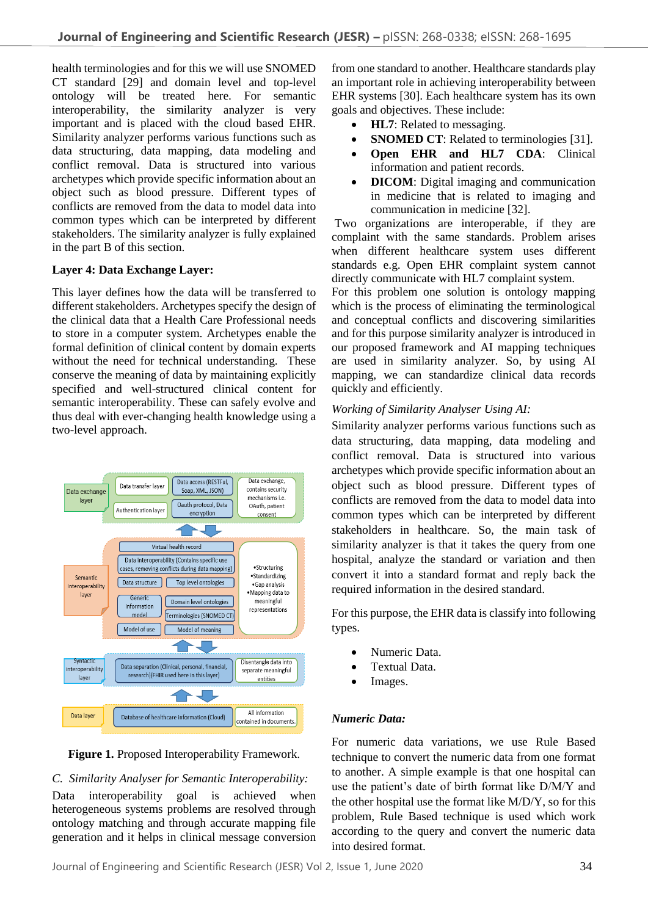health terminologies and for this we will use SNOMED CT standard [29] and domain level and top-level ontology will be treated here. For semantic interoperability, the similarity analyzer is very important and is placed with the cloud based EHR. Similarity analyzer performs various functions such as data structuring, data mapping, data modeling and conflict removal. Data is structured into various archetypes which provide specific information about an object such as blood pressure. Different types of conflicts are removed from the data to model data into common types which can be interpreted by different stakeholders. The similarity analyzer is fully explained in the part B of this section.

**Layer 4: Data Exchange Layer:**

This layer defines how the data will be transferred to different stakeholders. Archetypes specify the design of the clinical data that a Health Care Professional needs to store in a computer system. Archetypes enable the formal definition of clinical content by domain experts without the need for technical understanding. These conserve the meaning of data by maintaining explicitly specified and well-structured clinical content for semantic interoperability. These can safely evolve and thus deal with ever-changing health knowledge using a two-level approach.

**Figure 1.** Proposed Interoperability Framework.

*C. Similarity Analyser for Semantic Interoperability:*

Data interoperability goal is achieved when heterogeneous systems problems are resolved through ontology matching and through accurate mapping file generation and it helps in clinical message conversion from one standard to another. Healthcare standards play an important role in achieving interoperability between EHR systems [30]. Each healthcare system has its own goals and objectives. These include:

- **HL7**: Related to messaging.
- **SNOMED CT**: Related to terminologies [31].
- **Open EHR and HL7 CDA**: Clinical information and patient records.
- **DICOM**: Digital imaging and communication in medicine that is related to imaging and communication in medicine [32].

Two organizations are interoperable, if they are complaint with the same standards. Problem arises when different healthcare system uses different standards e.g. Open EHR complaint system cannot directly communicate with HL7 complaint system.

For this problem one solution is ontology mapping which is the process of eliminating the terminological and conceptual conflicts and discovering similarities and for this purpose similarity analyzer is introduced in our proposed framework and AI mapping techniques are used in similarity analyzer. So, by using AI mapping, we can standardize clinical data records quickly and efficiently.

*Working of Similarity Analyser Using AI:*

Similarity analyzer performs various functions such as data structuring, data mapping, data modeling and conflict removal. Data is structured into various archetypes which provide specific information about an object such as blood pressure. Different types of conflicts are removed from the data to model data into common types which can be interpreted by different stakeholders in healthcare. So, the main task of similarity analyzer is that it takes the query from one hospital, analyze the standard or variation and then convert it into a standard format and reply back the required information in the desired standard.

For this purpose, the EHR data is classify into following types.

- Numeric Data.
- Textual Data.
- Images.

***Numeric Data:***

For numeric data variations, we use Rule Based technique to convert the numeric data from one format to another. A simple example is that one hospital can use the patient's date of birth format like D/M/Y and the other hospital use the format like M/D/Y, so for this problem, Rule Based technique is used which work according to the query and convert the numeric data into desired format.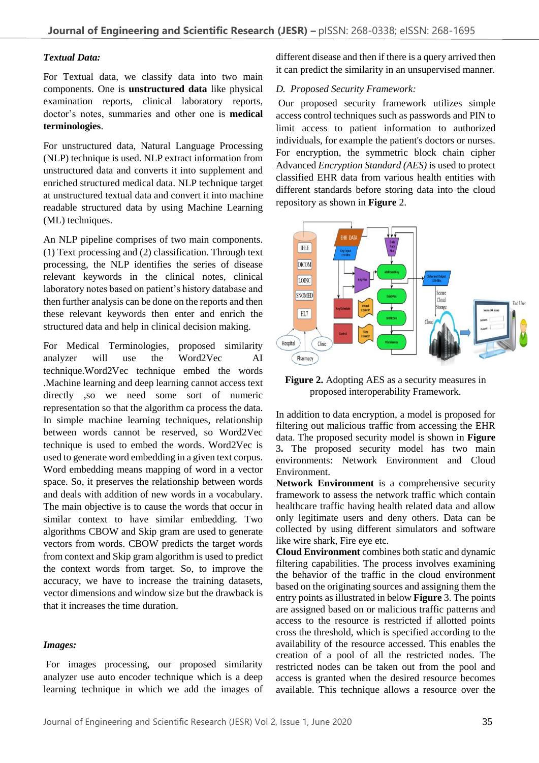***Textual Data:***

For Textual data, we classify data into two main components. One is **unstructured data** like physical examination reports, clinical laboratory reports, doctor's notes, summaries and other one is **medical terminologies**.

For unstructured data, Natural Language Processing (NLP) technique is used. NLP extract information from unstructured data and converts it into supplement and enriched structured medical data. NLP technique target at unstructured textual data and convert it into machine readable structured data by using Machine Learning (ML) techniques.

An NLP pipeline comprises of two main components. (1) Text processing and (2) classification. Through text processing, the NLP identifies the series of disease relevant keywords in the clinical notes, clinical laboratory notes based on patient's history database and then further analysis can be done on the reports and then these relevant keywords then enter and enrich the structured data and help in clinical decision making.

For Medical Terminologies, proposed similarity analyzer will use the Word2Vec AI technique.Word2Vec technique embed the words .Machine learning and deep learning cannot access text directly ,so we need some sort of numeric representation so that the algorithm ca process the data. In simple machine learning techniques, relationship between words cannot be reserved, so Word2Vec technique is used to embed the words. Word2Vec is used to generate word embedding in a given text corpus. Word embedding means mapping of word in a vector space. So, it preserves the relationship between words and deals with addition of new words in a vocabulary. The main objective is to cause the words that occur in similar context to have similar embedding. Two algorithms CBOW and Skip gram are used to generate vectors from words. CBOW predicts the target words from context and Skip gram algorithm is used to predict the context words from target. So, to improve the accuracy, we have to increase the training datasets, vector dimensions and window size but the drawback is that it increases the time duration.

***Images:***

For images processing, our proposed similarity analyzer use auto encoder technique which is a deep learning technique in which we add the images of different disease and then if there is a query arrived then it can predict the similarity in an unsupervised manner.

*D. Proposed Security Framework:*

Our proposed security framework utilizes simple access control techniques such as passwords and PIN to limit access to patient information to authorized individuals, for example the patient's doctors or nurses. For encryption, the symmetric block chain cipher Advanced *Encryption Standard (AES)* is used to protect classified EHR data from various health entities with different standards before storing data into the cloud repository as shown in **Figure** 2.

**Figure 2.** Adopting AES as a security measures in proposed interoperability Framework.

In addition to data encryption, a model is proposed for filtering out malicious traffic from accessing the EHR data. The proposed security model is shown in **Figure** 3. The proposed security model has two main environments: Network Environment and Cloud Environment.

**Network Environment** is a comprehensive security framework to assess the network traffic which contain healthcare traffic having health related data and allow only legitimate users and deny others. Data can be collected by using different simulators and software like wire shark, Fire eye etc.

**Cloud Environment** combines both static and dynamic filtering capabilities. The process involves examining the behavior of the traffic in the cloud environment based on the originating sources and assigning them the entry points as illustrated in below **Figure** 3. The points are assigned based on or malicious traffic patterns and access to the resource is restricted if allotted points cross the threshold, which is specified according to the availability of the resource accessed. This enables the creation of a pool of all the restricted nodes. The restricted nodes can be taken out from the pool and access is granted when the desired resource becomes available. This technique allows a resource over the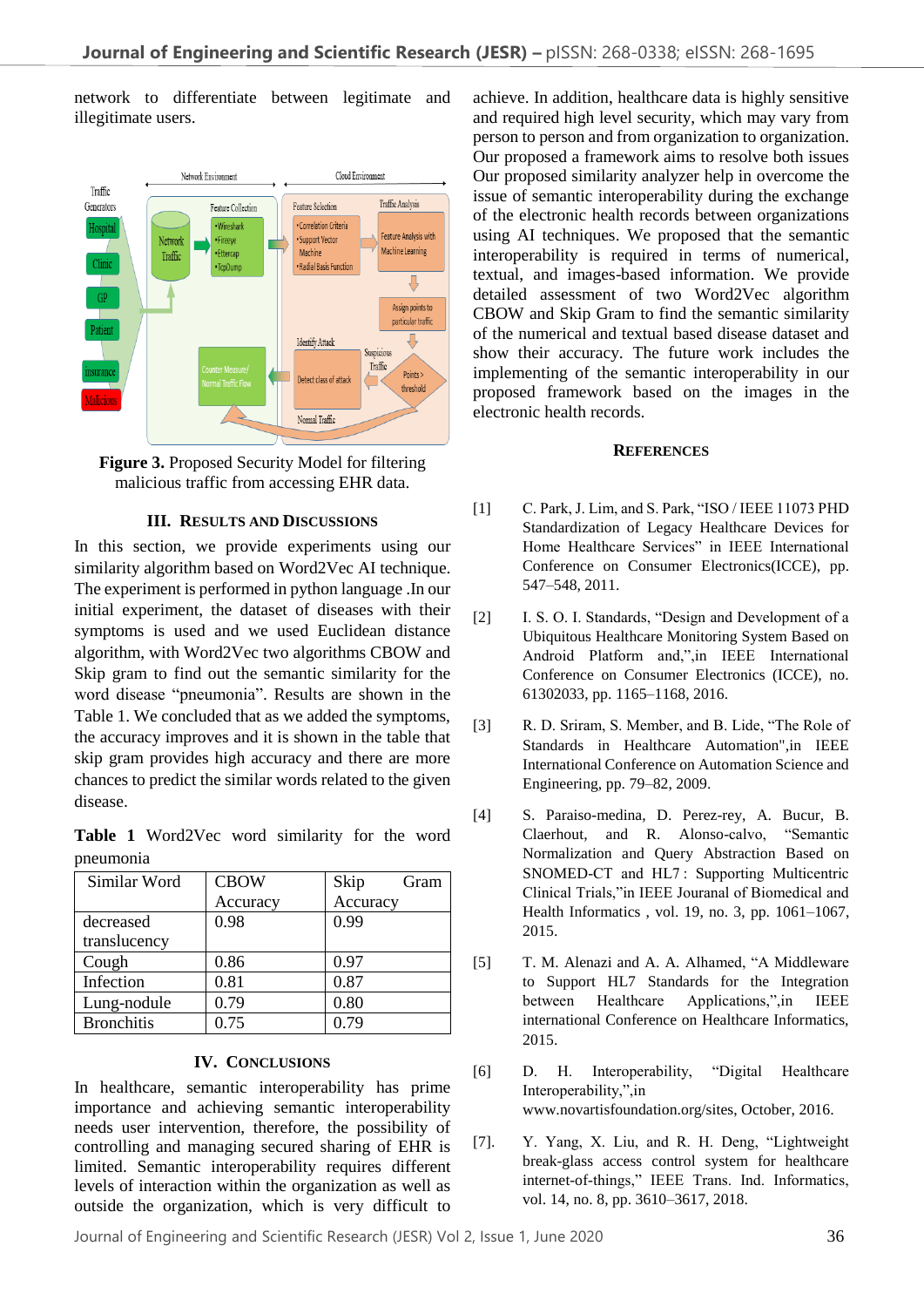network to differentiate between legitimate and illegitimate users.

**Figure 3.** Proposed Security Model for filtering malicious traffic from accessing EHR data.

## III. Results and Discussions

In this section, we provide experiments using our similarity algorithm based on Word2Vec AI technique. The experiment is performed in python language .In our initial experiment, the dataset of diseases with their symptoms is used and we used Euclidean distance algorithm, with Word2Vec two algorithms CBOW and Skip gram to find out the semantic similarity for the word disease "pneumonia". Results are shown in the Table 1. We concluded that as we added the symptoms, the accuracy improves and it is shown in the table that skip gram provides high accuracy and there are more chances to predict the similar words related to the given disease.

**Table 1** Word2Vec word similarity for the word pneumonia

| Similar Word | CBOW Accuracy | Skip Gram Accuracy |
|---|---|---|
| decreased translucency | 0.98 | 0.99 |
| Cough | 0.86 | 0.97 |
| Infection | 0.81 | 0.87 |
| Lung-nodule | 0.79 | 0.80 |
| Bronchitis | 0.75 | 0.79 |

## IV. Conclusions

In healthcare, semantic interoperability has prime importance and achieving semantic interoperability needs user intervention, therefore, the possibility of controlling and managing secured sharing of EHR is limited. Semantic interoperability requires different levels of interaction within the organization as well as outside the organization, which is very difficult to achieve. In addition, healthcare data is highly sensitive and required high level security, which may vary from person to person and from organization to organization. Our proposed a framework aims to resolve both issues Our proposed similarity analyzer help in overcome the issue of semantic interoperability during the exchange of the electronic health records between organizations using AI techniques. We proposed that the semantic interoperability is required in terms of numerical, textual, and images-based information. We provide detailed assessment of two Word2Vec algorithm CBOW and Skip Gram to find the semantic similarity of the numerical and textual based disease dataset and show their accuracy. The future work includes the implementing of the semantic interoperability in our proposed framework based on the images in the electronic health records.

## References

[1] C. Park, J. Lim, and S. Park, "ISO / IEEE 11073 PHD Standardization of Legacy Healthcare Devices for Home Healthcare Services" in IEEE International Conference on Consumer Electronics(ICCE), pp. 547–548, 2011.

[2] I. S. O. I. Standards, "Design and Development of a Ubiquitous Healthcare Monitoring System Based on Android Platform and,",in IEEE International Conference on Consumer Electronics (ICCE), no. 61302033, pp. 1165–1168, 2016.

[3] R. D. Sriram, S. Member, and B. Lide, "The Role of Standards in Healthcare Automation",in IEEE International Conference on Automation Science and Engineering, pp. 79–82, 2009.

[4] S. Paraiso-medina, D. Perez-rey, A. Bucur, B. Claerhout, and R. Alonso-calvo, "Semantic Normalization and Query Abstraction Based on SNOMED-CT and HL7 : Supporting Multicentric Clinical Trials,"in IEEE Jouranal of Biomedical and Health Informatics , vol. 19, no. 3, pp. 1061–1067, 2015.

[5] T. M. Alenazi and A. A. Alhamed, "A Middleware to Support HL7 Standards for the Integration between Healthcare Applications,",in IEEE international Conference on Healthcare Informatics, 2015.

[6] D. H. Interoperability, "Digital Healthcare Interoperability,",in www.novartisfoundation.org/sites, October, 2016.

[7]. Y. Yang, X. Liu, and R. H. Deng, "Lightweight break-glass access control system for healthcare internet-of-things," IEEE Trans. Ind. Informatics, vol. 14, no. 8, pp. 3610–3617, 2018.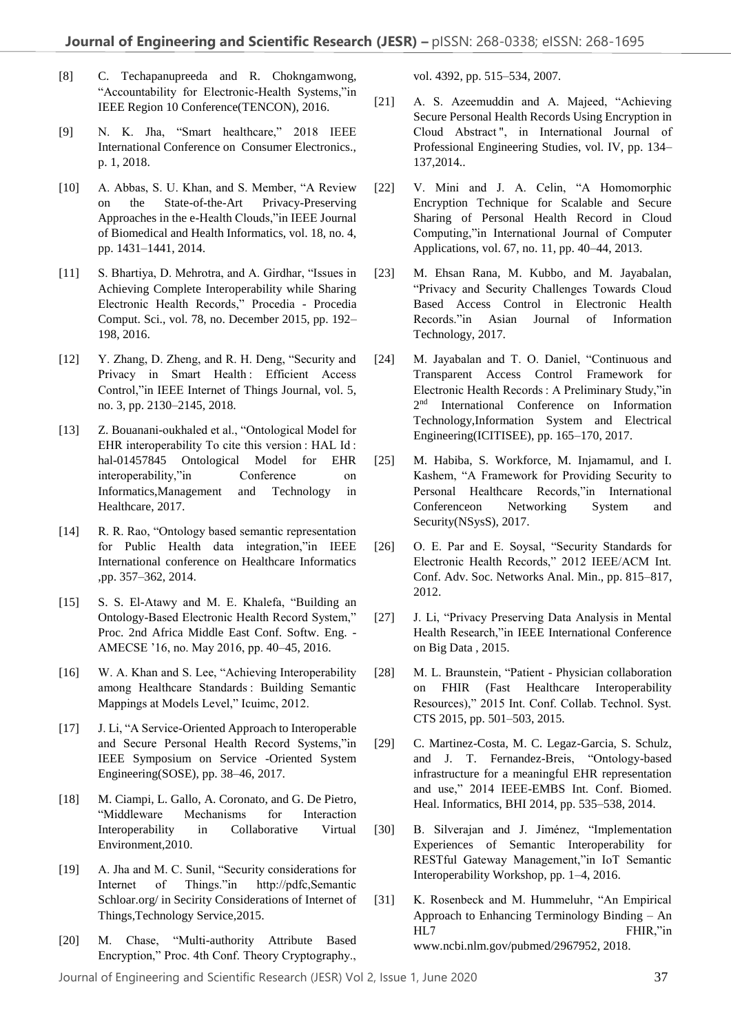[8] C. Techapanupreeda and R. Chokngamwong, "Accountability for Electronic-Health Systems,"in IEEE Region 10 Conference(TENCON), 2016.

[9] N. K. Jha, "Smart healthcare," 2018 IEEE International Conference on Consumer Electronics., p. 1, 2018.

[10] A. Abbas, S. U. Khan, and S. Member, "A Review on the State-of-the-Art Privacy-Preserving Approaches in the e-Health Clouds,"in IEEE Journal of Biomedical and Health Informatics, vol. 18, no. 4, pp. 1431–1441, 2014.

[11] S. Bhartiya, D. Mehrotra, and A. Girdhar, "Issues in Achieving Complete Interoperability while Sharing Electronic Health Records," Procedia - Procedia Comput. Sci., vol. 78, no. December 2015, pp. 192–198, 2016.

[12] Y. Zhang, D. Zheng, and R. H. Deng, "Security and Privacy in Smart Health : Efficient Access Control,"in IEEE Internet of Things Journal, vol. 5, no. 3, pp. 2130–2145, 2018.

[13] Z. Bouanani-oukhaled et al., "Ontological Model for EHR interoperability To cite this version : HAL Id : hal-01457845 Ontological Model for EHR interoperability,"in Conference on Informatics,Management and Technology in Healthcare, 2017.

[14] R. R. Rao, "Ontology based semantic representation for Public Health data integration,"in IEEE International conference on Healthcare Informatics ,pp. 357–362, 2014.

[15] S. S. El-Atawy and M. E. Khalefa, "Building an Ontology-Based Electronic Health Record System," Proc. 2nd Africa Middle East Conf. Softw. Eng. - AMECSE '16, no. May 2016, pp. 40–45, 2016.

[16] W. A. Khan and S. Lee, "Achieving Interoperability among Healthcare Standards : Building Semantic Mappings at Models Level," Icuimc, 2012.

[17] J. Li, "A Service-Oriented Approach to Interoperable and Secure Personal Health Record Systems,"in IEEE Symposium on Service -Oriented System Engineering(SOSE), pp. 38–46, 2017.

[18] M. Ciampi, L. Gallo, A. Coronato, and G. De Pietro, "Middleware Mechanisms for Interaction Interoperability in Collaborative Virtual Environment,2010.

[19] A. Jha and M. C. Sunil, "Security considerations for Internet of Things."in http://pdfc,Semantic Schloar.org/ in Secirity Considerations of Internet of Things,Technology Service,2015.

[20] M. Chase, "Multi-authority Attribute Based Encryption," Proc. 4th Conf. Theory Cryptography., vol. 4392, pp. 515–534, 2007.

[21] A. S. Azeemuddin and A. Majeed, "Achieving Secure Personal Health Records Using Encryption in Cloud Abstract ", in International Journal of Professional Engineering Studies, vol. IV, pp. 134–137,2014..

[22] V. Mini and J. A. Celin, "A Homomorphic Encryption Technique for Scalable and Secure Sharing of Personal Health Record in Cloud Computing,"in International Journal of Computer Applications, vol. 67, no. 11, pp. 40–44, 2013.

[23] M. Ehsan Rana, M. Kubbo, and M. Jayabalan, "Privacy and Security Challenges Towards Cloud Based Access Control in Electronic Health Records."in Asian Journal of Information Technology, 2017.

[24] M. Jayabalan and T. O. Daniel, "Continuous and Transparent Access Control Framework for Electronic Health Records : A Preliminary Study,"in 2nd International Conference on Information Technology,Information System and Electrical Engineering(ICITISEE), pp. 165–170, 2017.

[25] M. Habiba, S. Workforce, M. Injamamul, and I. Kashem, "A Framework for Providing Security to Personal Healthcare Records,"in International Conferenceon Networking System and Security(NSysS), 2017.

[26] O. E. Par and E. Soysal, "Security Standards for Electronic Health Records," 2012 IEEE/ACM Int. Conf. Adv. Soc. Networks Anal. Min., pp. 815–817, 2012.

[27] J. Li, "Privacy Preserving Data Analysis in Mental Health Research,"in IEEE International Conference on Big Data , 2015.

[28] M. L. Braunstein, "Patient - Physician collaboration on FHIR (Fast Healthcare Interoperability Resources)," 2015 Int. Conf. Collab. Technol. Syst. CTS 2015, pp. 501–503, 2015.

[29] C. Martinez-Costa, M. C. Legaz-Garcia, S. Schulz, and J. T. Fernandez-Breis, "Ontology-based infrastructure for a meaningful EHR representation and use," 2014 IEEE-EMBS Int. Conf. Biomed. Heal. Informatics, BHI 2014, pp. 535–538, 2014.

[30] B. Silverajan and J. Jiménez, "Implementation Experiences of Semantic Interoperability for RESTful Gateway Management,"in IoT Semantic Interoperability Workshop, pp. 1–4, 2016.

[31] K. Rosenbeck and M. Hummeluhr, "An Empirical Approach to Enhancing Terminology Binding – An HL7 FHIR,"in www.ncbi.nlm.gov/pubmed/2967952, 2018.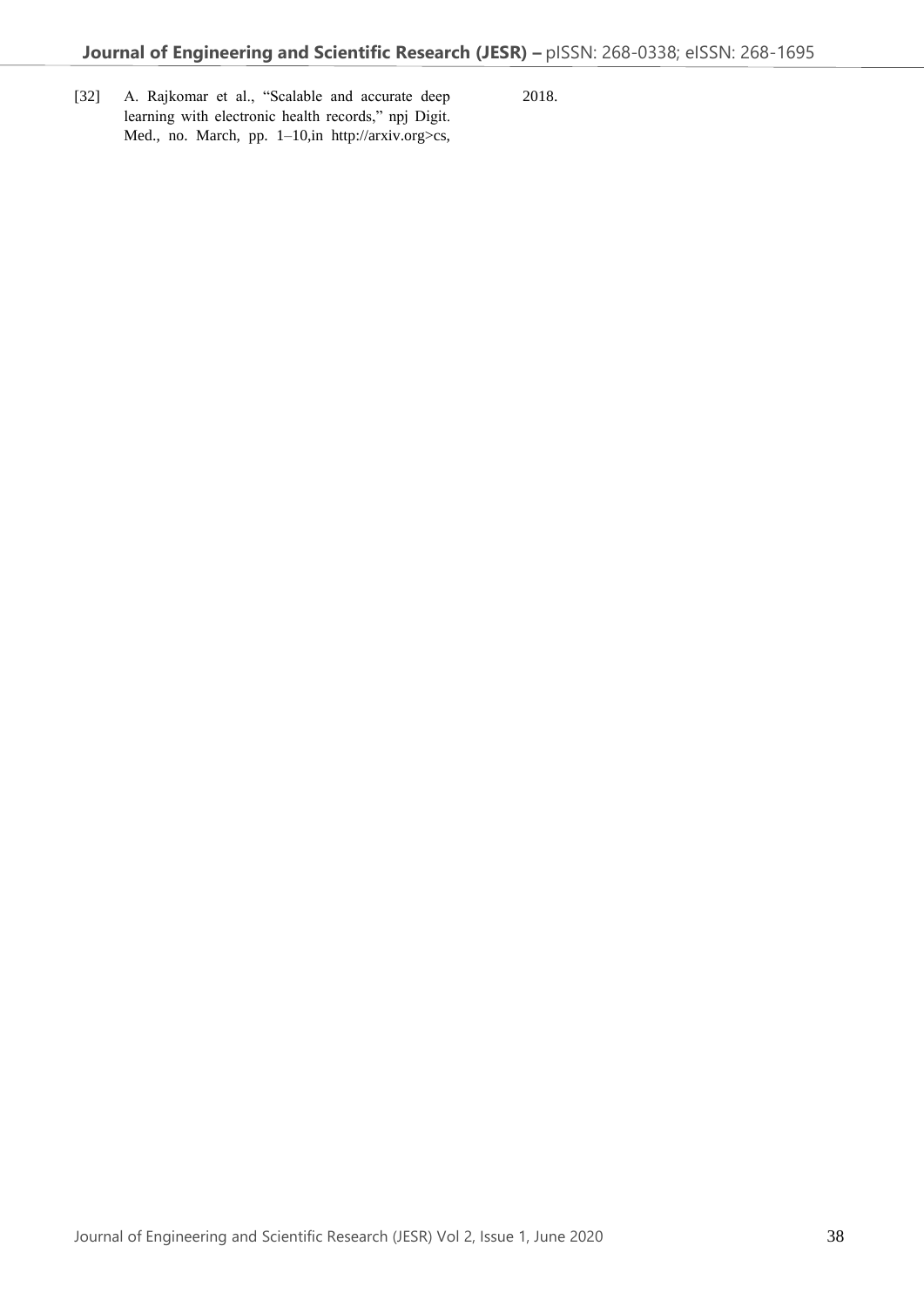[32] A. Rajkomar et al., "Scalable and accurate deep learning with electronic health records," npj Digit. Med., no. March, pp. 1–10,in http://arxiv.org>cs, 2018.